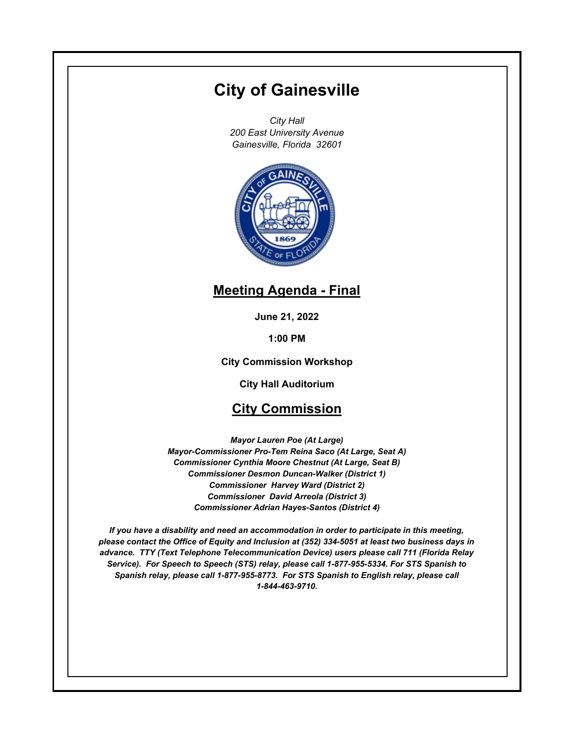# City of Gainesville

*City Hall*
*200 East University Avenue*
*Gainesville, Florida 32601*

## Meeting Agenda - Final

**June 21, 2022**

**1:00 PM**

**City Commission Workshop**

**City Hall Auditorium**

## City Commission

***Mayor Lauren Poe (At Large)***
***Mayor-Commissioner Pro-Tem Reina Saco (At Large, Seat A)***
***Commissioner Cynthia Moore Chestnut (At Large, Seat B)***
***Commissioner Desmon Duncan-Walker (District 1)***
***Commissioner Harvey Ward (District 2)***
***Commissioner David Arreola (District 3)***
***Commissioner Adrian Hayes-Santos (District 4)***

***If you have a disability and need an accommodation in order to participate in this meeting, please contact the Office of Equity and Inclusion at (352) 334-5051 at least two business days in advance. TTY (Text Telephone Telecommunication Device) users please call 711 (Florida Relay Service). For Speech to Speech (STS) relay, please call 1-877-955-5334. For STS Spanish to Spanish relay, please call 1-877-955-8773. For STS Spanish to English relay, please call 1-844-463-9710.***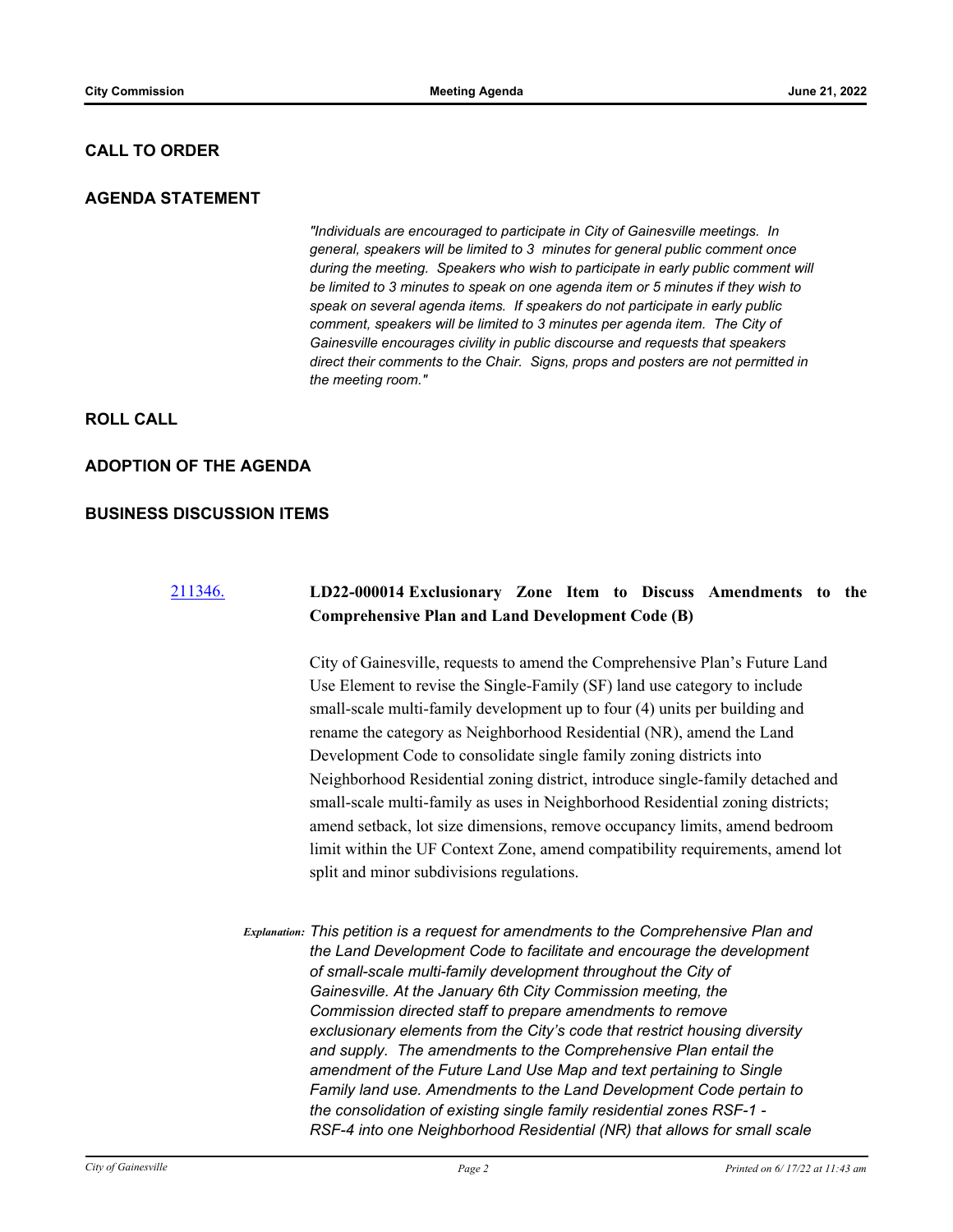## CALL TO ORDER

## AGENDA STATEMENT

*"Individuals are encouraged to participate in City of Gainesville meetings. In general, speakers will be limited to 3 minutes for general public comment once during the meeting. Speakers who wish to participate in early public comment will be limited to 3 minutes to speak on one agenda item or 5 minutes if they wish to speak on several agenda items. If speakers do not participate in early public comment, speakers will be limited to 3 minutes per agenda item. The City of Gainesville encourages civility in public discourse and requests that speakers direct their comments to the Chair. Signs, props and posters are not permitted in the meeting room."*

## ROLL CALL

## ADOPTION OF THE AGENDA

## BUSINESS DISCUSSION ITEMS

211346. **LD22-000014 Exclusionary Zone Item to Discuss Amendments to the Comprehensive Plan and Land Development Code (B)**

City of Gainesville, requests to amend the Comprehensive Plan's Future Land Use Element to revise the Single-Family (SF) land use category to include small-scale multi-family development up to four (4) units per building and rename the category as Neighborhood Residential (NR), amend the Land Development Code to consolidate single family zoning districts into Neighborhood Residential zoning district, introduce single-family detached and small-scale multi-family as uses in Neighborhood Residential zoning districts; amend setback, lot size dimensions, remove occupancy limits, amend bedroom limit within the UF Context Zone, amend compatibility requirements, amend lot split and minor subdivisions regulations.

*Explanation:* *This petition is a request for amendments to the Comprehensive Plan and the Land Development Code to facilitate and encourage the development of small-scale multi-family development throughout the City of Gainesville. At the January 6th City Commission meeting, the Commission directed staff to prepare amendments to remove exclusionary elements from the City's code that restrict housing diversity and supply. The amendments to the Comprehensive Plan entail the amendment of the Future Land Use Map and text pertaining to Single Family land use. Amendments to the Land Development Code pertain to the consolidation of existing single family residential zones RSF-1 - RSF-4 into one Neighborhood Residential (NR) that allows for small scale*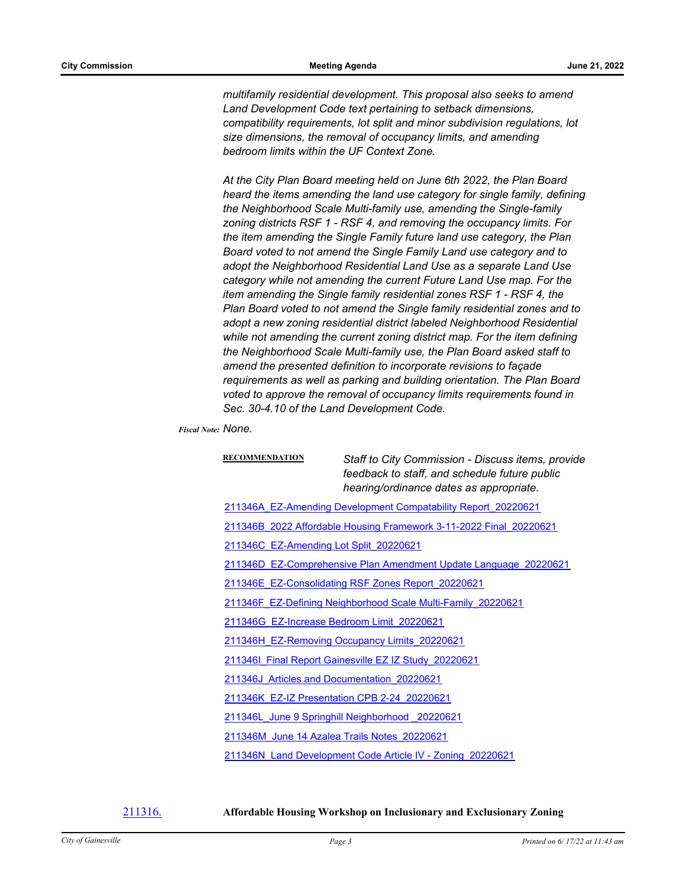*multifamily residential development. This proposal also seeks to amend Land Development Code text pertaining to setback dimensions, compatibility requirements, lot split and minor subdivision regulations, lot size dimensions, the removal of occupancy limits, and amending bedroom limits within the UF Context Zone.*

*At the City Plan Board meeting held on June 6th 2022, the Plan Board heard the items amending the land use category for single family, defining the Neighborhood Scale Multi-family use, amending the Single-family zoning districts RSF 1 - RSF 4, and removing the occupancy limits. For the item amending the Single Family future land use category, the Plan Board voted to not amend the Single Family Land use category and to adopt the Neighborhood Residential Land Use as a separate Land Use category while not amending the current Future Land Use map. For the item amending the Single family residential zones RSF 1 - RSF 4, the Plan Board voted to not amend the Single family residential zones and to adopt a new zoning residential district labeled Neighborhood Residential while not amending the current zoning district map. For the item defining the Neighborhood Scale Multi-family use, the Plan Board asked staff to amend the presented definition to incorporate revisions to façade requirements as well as parking and building orientation. The Plan Board voted to approve the removal of occupancy limits requirements found in Sec. 30-4.10 of the Land Development Code.*

***Fiscal Note:*** *None.*

**RECOMMENDATION** *Staff to City Commission - Discuss items, provide feedback to staff, and schedule future public hearing/ordinance dates as appropriate.*

211346A_EZ-Amending Development Compatability Report_20220621

211346B_2022 Affordable Housing Framework 3-11-2022 Final_20220621

211346C_EZ-Amending Lot Split_20220621

211346D_EZ-Comprehensive Plan Amendment Update Language_20220621

211346E_EZ-Consolidating RSF Zones Report_20220621

211346F_EZ-Defining Neighborhood Scale Multi-Family_20220621

211346G_EZ-Increase Bedroom Limit_20220621

211346H_EZ-Removing Occupancy Limits_20220621

211346I_Final Report Gainesville EZ IZ Study_20220621

211346J_Articles and Documentation_20220621

211346K_EZ-IZ Presentation CPB 2-24_20220621

211346L_June 9 Springhill Neighborhood _20220621

211346M_June 14 Azalea Trails Notes_20220621

211346N_Land Development Code Article IV - Zoning_20220621

211316. **Affordable Housing Workshop on Inclusionary and Exclusionary Zoning**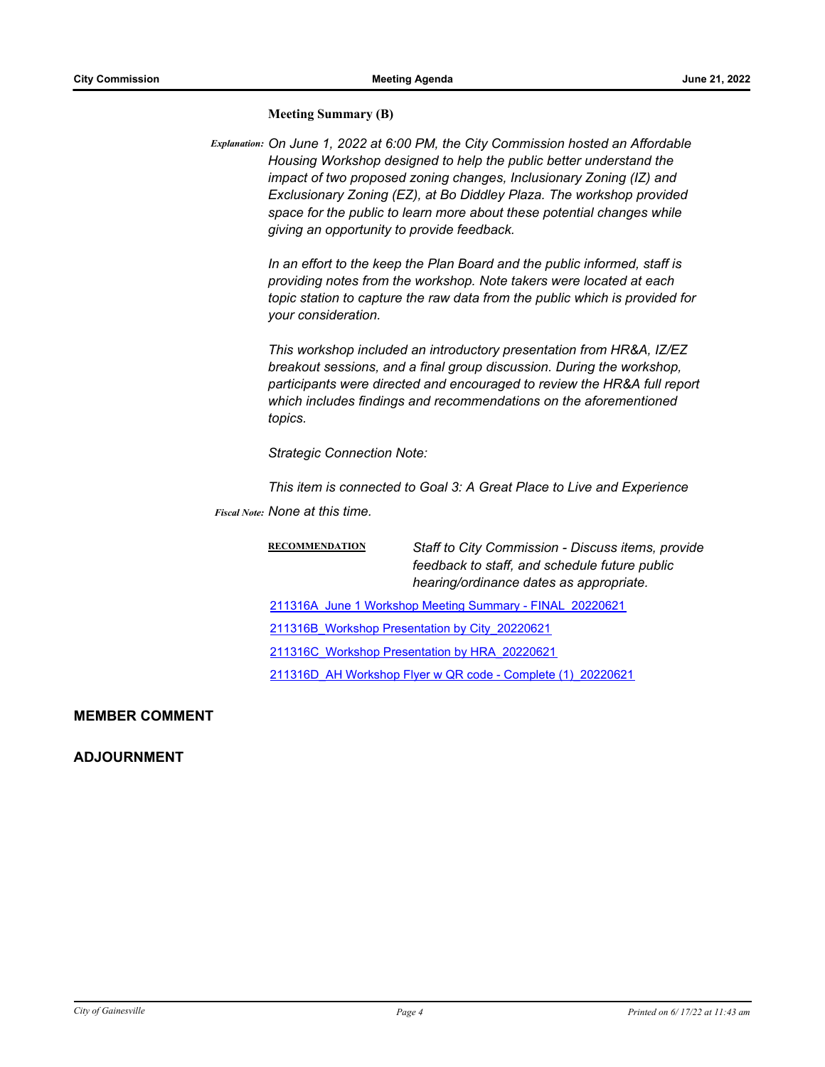**Meeting Summary (B)**

***Explanation:*** *On June 1, 2022 at 6:00 PM, the City Commission hosted an Affordable Housing Workshop designed to help the public better understand the impact of two proposed zoning changes, Inclusionary Zoning (IZ) and Exclusionary Zoning (EZ), at Bo Diddley Plaza. The workshop provided space for the public to learn more about these potential changes while giving an opportunity to provide feedback.*

*In an effort to the keep the Plan Board and the public informed, staff is providing notes from the workshop. Note takers were located at each topic station to capture the raw data from the public which is provided for your consideration.*

*This workshop included an introductory presentation from HR&A, IZ/EZ breakout sessions, and a final group discussion. During the workshop, participants were directed and encouraged to review the HR&A full report which includes findings and recommendations on the aforementioned topics.*

*Strategic Connection Note:*

*This item is connected to Goal 3: A Great Place to Live and Experience*

***Fiscal Note:*** *None at this time.*

**RECOMMENDATION** *Staff to City Commission - Discuss items, provide feedback to staff, and schedule future public hearing/ordinance dates as appropriate.*

211316A_June 1 Workshop Meeting Summary - FINAL_20220621

211316B_Workshop Presentation by City_20220621

211316C_Workshop Presentation by HRA_20220621

211316D_AH Workshop Flyer w QR code - Complete (1)_20220621

## MEMBER COMMENT

## ADJOURNMENT